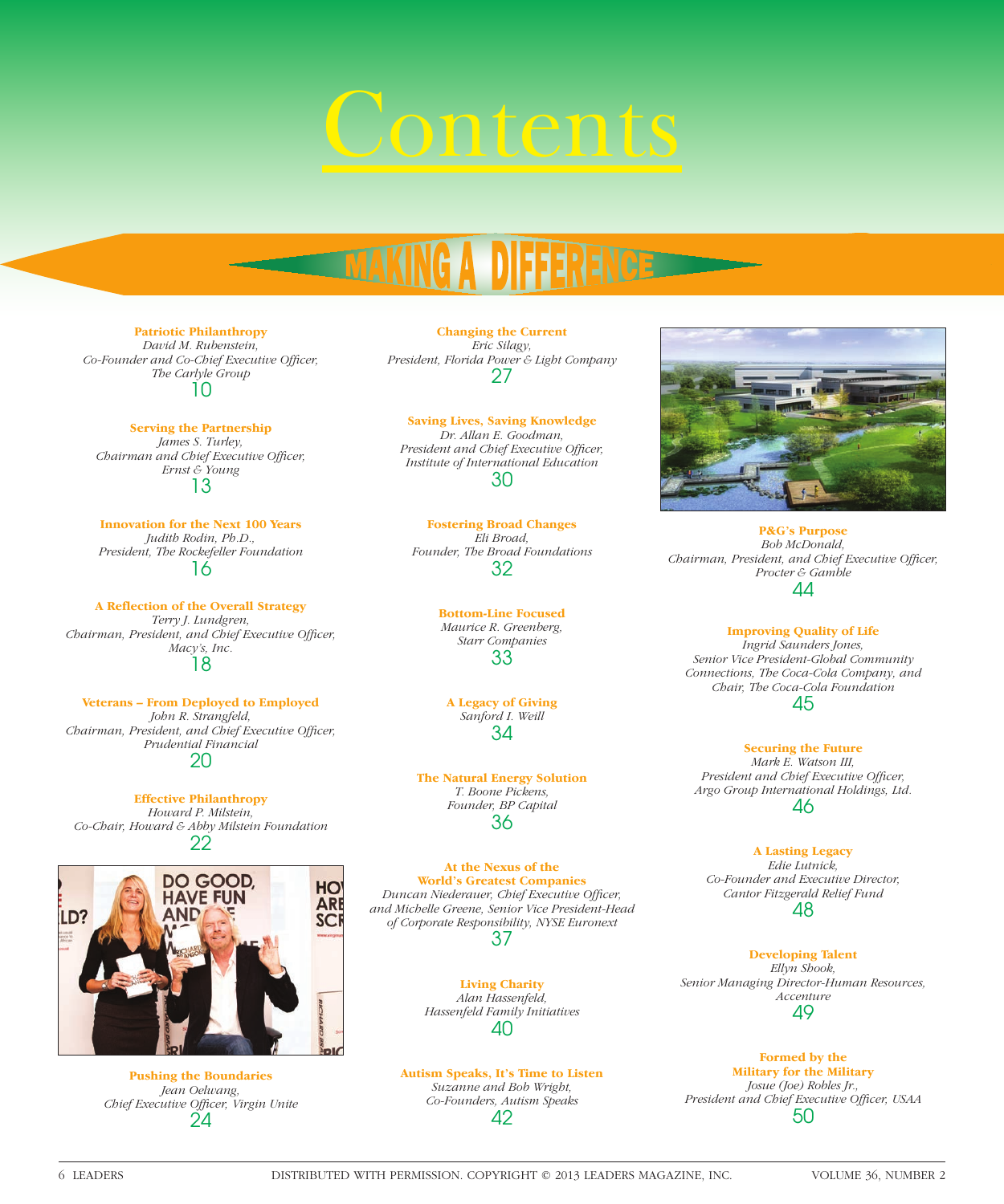# Contents

## MAKING A DIFFERENCE

**Patriotic Philanthropy**
*David M. Rubenstein,*
*Co-Founder and Co-Chief Executive Officer,*
*The Carlyle Group*
10

**Serving the Partnership**
*James S. Turley,*
*Chairman and Chief Executive Officer,*
*Ernst & Young*
13

**Innovation for the Next 100 Years**
*Judith Rodin, Ph.D.,*
*President, The Rockefeller Foundation*
16

**A Reflection of the Overall Strategy**
*Terry J. Lundgren,*
*Chairman, President, and Chief Executive Officer,*
*Macy's, Inc.*
18

**Veterans – From Deployed to Employed**
*John R. Strangfeld,*
*Chairman, President, and Chief Executive Officer,*
*Prudential Financial*
20

**Effective Philanthropy**
*Howard P. Milstein,*
*Co-Chair, Howard & Abby Milstein Foundation*
22

**Pushing the Boundaries**
*Jean Oelwang,*
*Chief Executive Officer, Virgin Unite*
24

**Changing the Current**
*Eric Silagy,*
*President, Florida Power & Light Company*
27

**Saving Lives, Saving Knowledge**
*Dr. Allan E. Goodman,*
*President and Chief Executive Officer,*
*Institute of International Education*
30

**Fostering Broad Changes**
*Eli Broad,*
*Founder, The Broad Foundations*
32

**Bottom-Line Focused**
*Maurice R. Greenberg,*
*Starr Companies*
33

**A Legacy of Giving**
*Sanford I. Weill*
34

**The Natural Energy Solution**
*T. Boone Pickens,*
*Founder, BP Capital*
36

**At the Nexus of the World's Greatest Companies**
*Duncan Niederauer, Chief Executive Officer,*
*and Michelle Greene, Senior Vice President-Head of Corporate Responsibility, NYSE Euronext*
37

**Living Charity**
*Alan Hassenfeld,*
*Hassenfeld Family Initiatives*
40

**Autism Speaks, It's Time to Listen**
*Suzanne and Bob Wright,*
*Co-Founders, Autism Speaks*
42

**P&G's Purpose**
*Bob McDonald,*
*Chairman, President, and Chief Executive Officer,*
*Procter & Gamble*
44

**Improving Quality of Life**
*Ingrid Saunders Jones,*
*Senior Vice President-Global Community Connections, The Coca-Cola Company, and Chair, The Coca-Cola Foundation*
45

**Securing the Future**
*Mark E. Watson III,*
*President and Chief Executive Officer,*
*Argo Group International Holdings, Ltd.*
46

**A Lasting Legacy**
*Edie Lutnick,*
*Co-Founder and Executive Director,*
*Cantor Fitzgerald Relief Fund*
48

**Developing Talent**
*Ellyn Shook,*
*Senior Managing Director-Human Resources,*
*Accenture*
49

**Formed by the Military for the Military**
*Josue (Joe) Robles Jr.,*
*President and Chief Executive Officer, USAA*
50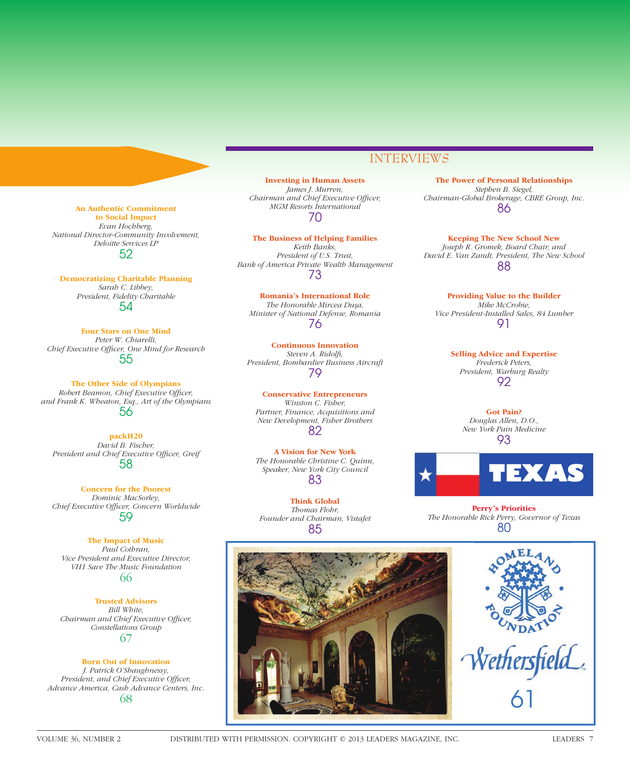## INTERVIEWS

**An Authentic Commitment to Social Impact**
*Evan Hochberg, National Director-Community Involvement, Deloitte Services LP*
52

**Democratizing Charitable Planning**
*Sarah C. Libbey, President, Fidelity Charitable*
54

**Four Stars on One Mind**
*Peter W. Chiarelli, Chief Executive Officer, One Mind for Research*
55

**The Other Side of Olympians**
*Robert Beamon, Chief Executive Officer, and Frank K. Wheaton, Esq., Art of the Olympians*
56

**packH20**
*David B. Fischer, President and Chief Executive Officer, Greif*
58

**Concern for the Poorest**
*Dominic MacSorley, Chief Executive Officer, Concern Worldwide*
59

**The Impact of Music**
*Paul Cothran, Vice President and Executive Director, VH1 Save The Music Foundation*
66

**Trusted Advisors**
*Bill White, Chairman and Chief Executive Officer, Constellations Group*
67

**Born Out of Innovation**
*J. Patrick O'Shaughnessy, President, and Chief Executive Officer, Advance America, Cash Advance Centers, Inc.*
68

**Investing in Human Assets**
*James J. Murren, Chairman and Chief Executive Officer, MGM Resorts International*
70

**The Business of Helping Families**
*Keith Banks, President of U.S. Trust, Bank of America Private Wealth Management*
73

**Romania's International Role**
*The Honorable Mircea Duşa, Minister of National Defense, Romania*
76

**Continuous Innovation**
*Steven A. Ridolfi, President, Bombardier Business Aircraft*
79

**Conservative Entrepreneurs**
*Winston C. Fisher, Partner, Finance, Acquisitions and New Development, Fisher Brothers*
82

**A Vision for New York**
*The Honorable Christine C. Quinn, Speaker, New York City Council*
83

**Think Global**
*Thomas Flohr, Founder and Chairman, VistaJet*
85

**The Power of Personal Relationships**
*Stephen B. Siegel, Chairman-Global Brokerage, CBRE Group, Inc.*
86

**Keeping The New School New**
*Joseph R. Gromek, Board Chair, and David E. Van Zandt, President, The New School*
88

**Providing Value to the Builder**
*Mike McCrobie, Vice President-Installed Sales, 84 Lumber*
91

**Selling Advice and Expertise**
*Frederick Peters, President, Warburg Realty*
92

**Got Pain?**
*Douglas Allen, D.O., New York Pain Medicine*
93

### TEXAS

**Perry's Priorities**
*The Honorable Rick Perry, Governor of Texas*
80

HOMELAND FOUNDATION

Wethersfield
61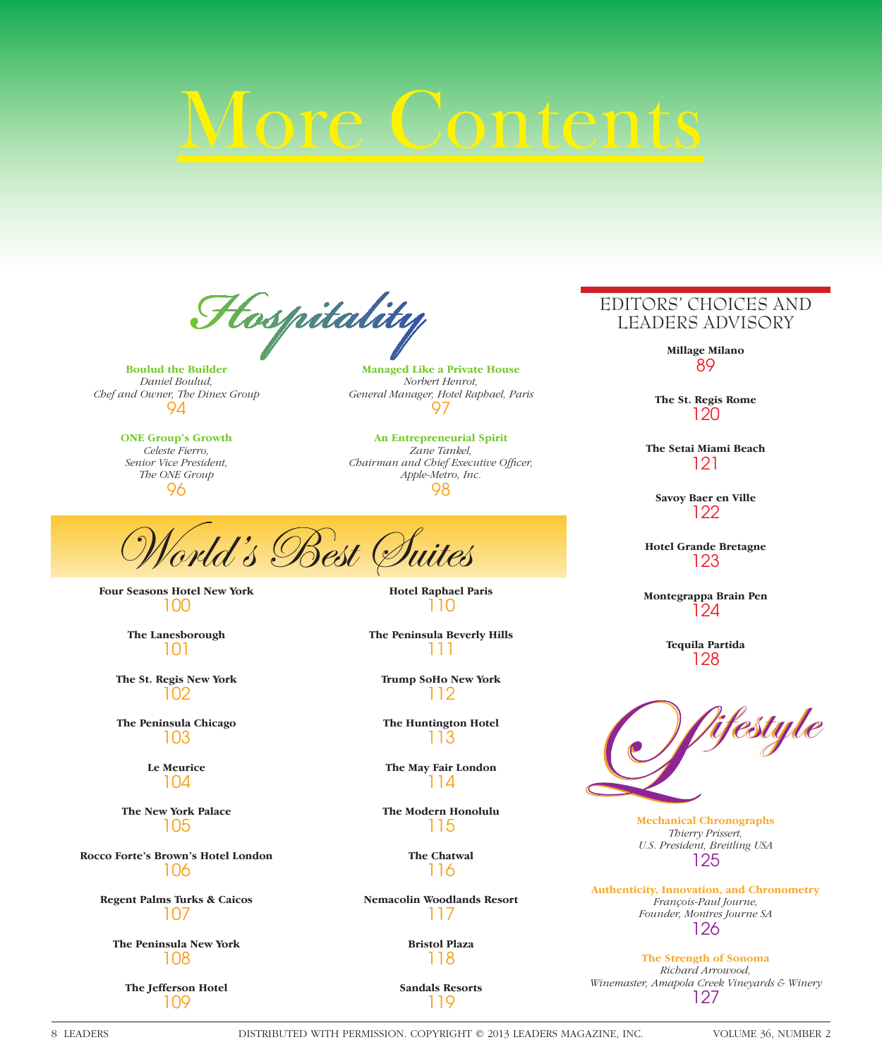# More Contents

## Hospitality

**Boulud the Builder**
*Daniel Boulud,*
*Chef and Owner, The Dinex Group*
94

**ONE Group's Growth**
*Celeste Fierro,*
*Senior Vice President,*
*The ONE Group*
96

**Managed Like a Private House**
*Norbert Henrot,*
*General Manager, Hotel Raphael, Paris*
97

**An Entrepreneurial Spirit**
*Zane Tankel,*
*Chairman and Chief Executive Officer,*
*Apple-Metro, Inc.*
98

## World's Best Suites

**Four Seasons Hotel New York**
100

**The Lanesborough**
101

**The St. Regis New York**
102

**The Peninsula Chicago**
103

**Le Meurice**
104

**The New York Palace**
105

**Rocco Forte's Brown's Hotel London**
106

**Regent Palms Turks & Caicos**
107

**The Peninsula New York**
108

**The Jefferson Hotel**
109

**Hotel Raphael Paris**
110

**The Peninsula Beverly Hills**
111

**Trump SoHo New York**
112

**The Huntington Hotel**
113

**The May Fair London**
114

**The Modern Honolulu**
115

**The Chatwal**
116

**Nemacolin Woodlands Resort**
117

**Bristol Plaza**
118

**Sandals Resorts**
119

## EDITORS' CHOICES AND LEADERS ADVISORY

**Millage Milano**
89

**The St. Regis Rome**
120

**The Setai Miami Beach**
121

**Savoy Baer en Ville**
122

**Hotel Grande Bretagne**
123

**Montegrappa Brain Pen**
124

**Tequila Partida**
128

## Lifestyle

**Mechanical Chronographs**
*Thierry Prissert,*
*U.S. President, Breitling USA*
125

**Authenticity, Innovation, and Chronometry**
*François-Paul Journe,*
*Founder, Montres Journe SA*
126

**The Strength of Sonoma**
*Richard Arrowood,*
*Winemaster, Amapola Creek Vineyards & Winery*
127

DISTRIBUTED WITH PERMISSION. COPYRIGHT © 2013 LEADERS MAGAZINE, INC.